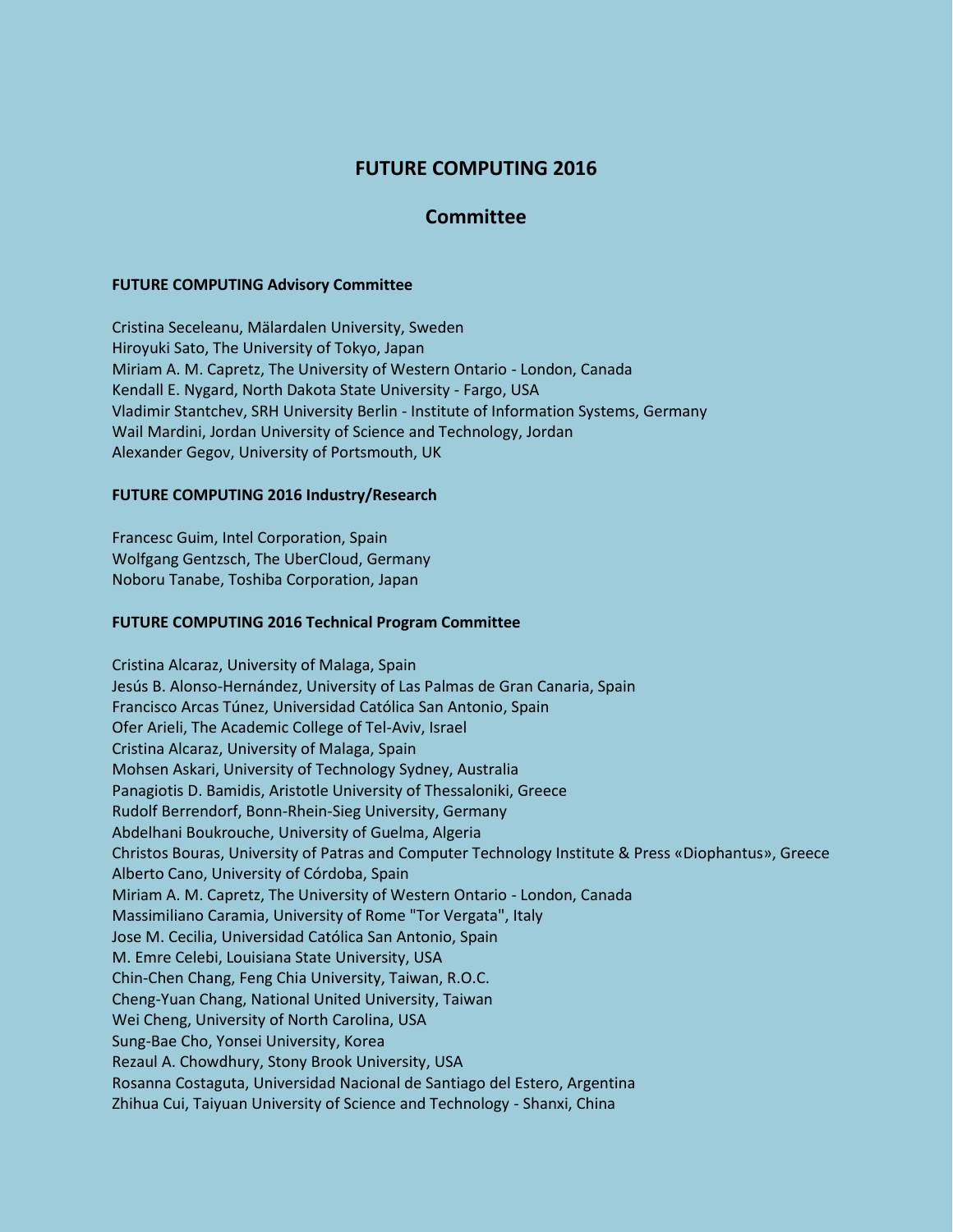# FUTURE COMPUTING 2016

## Committee

### FUTURE COMPUTING Advisory Committee

Cristina Seceleanu, Mälardalen University, Sweden
Hiroyuki Sato, The University of Tokyo, Japan
Miriam A. M. Capretz, The University of Western Ontario - London, Canada
Kendall E. Nygard, North Dakota State University - Fargo, USA
Vladimir Stantchev, SRH University Berlin - Institute of Information Systems, Germany
Wail Mardini, Jordan University of Science and Technology, Jordan
Alexander Gegov, University of Portsmouth, UK

### FUTURE COMPUTING 2016 Industry/Research

Francesc Guim, Intel Corporation, Spain
Wolfgang Gentzsch, The UberCloud, Germany
Noboru Tanabe, Toshiba Corporation, Japan

### FUTURE COMPUTING 2016 Technical Program Committee

Cristina Alcaraz, University of Malaga, Spain
Jesús B. Alonso-Hernández, University of Las Palmas de Gran Canaria, Spain
Francisco Arcas Túnez, Universidad Católica San Antonio, Spain
Ofer Arieli, The Academic College of Tel-Aviv, Israel
Cristina Alcaraz, University of Malaga, Spain
Mohsen Askari, University of Technology Sydney, Australia
Panagiotis D. Bamidis, Aristotle University of Thessaloniki, Greece
Rudolf Berrendorf, Bonn-Rhein-Sieg University, Germany
Abdelhani Boukrouche, University of Guelma, Algeria
Christos Bouras, University of Patras and Computer Technology Institute & Press «Diophantus», Greece
Alberto Cano, University of Córdoba, Spain
Miriam A. M. Capretz, The University of Western Ontario - London, Canada
Massimiliano Caramia, University of Rome "Tor Vergata", Italy
Jose M. Cecilia, Universidad Católica San Antonio, Spain
M. Emre Celebi, Louisiana State University, USA
Chin-Chen Chang, Feng Chia University, Taiwan, R.O.C.
Cheng-Yuan Chang, National United University, Taiwan
Wei Cheng, University of North Carolina, USA
Sung-Bae Cho, Yonsei University, Korea
Rezaul A. Chowdhury, Stony Brook University, USA
Rosanna Costaguta, Universidad Nacional de Santiago del Estero, Argentina
Zhihua Cui, Taiyuan University of Science and Technology - Shanxi, China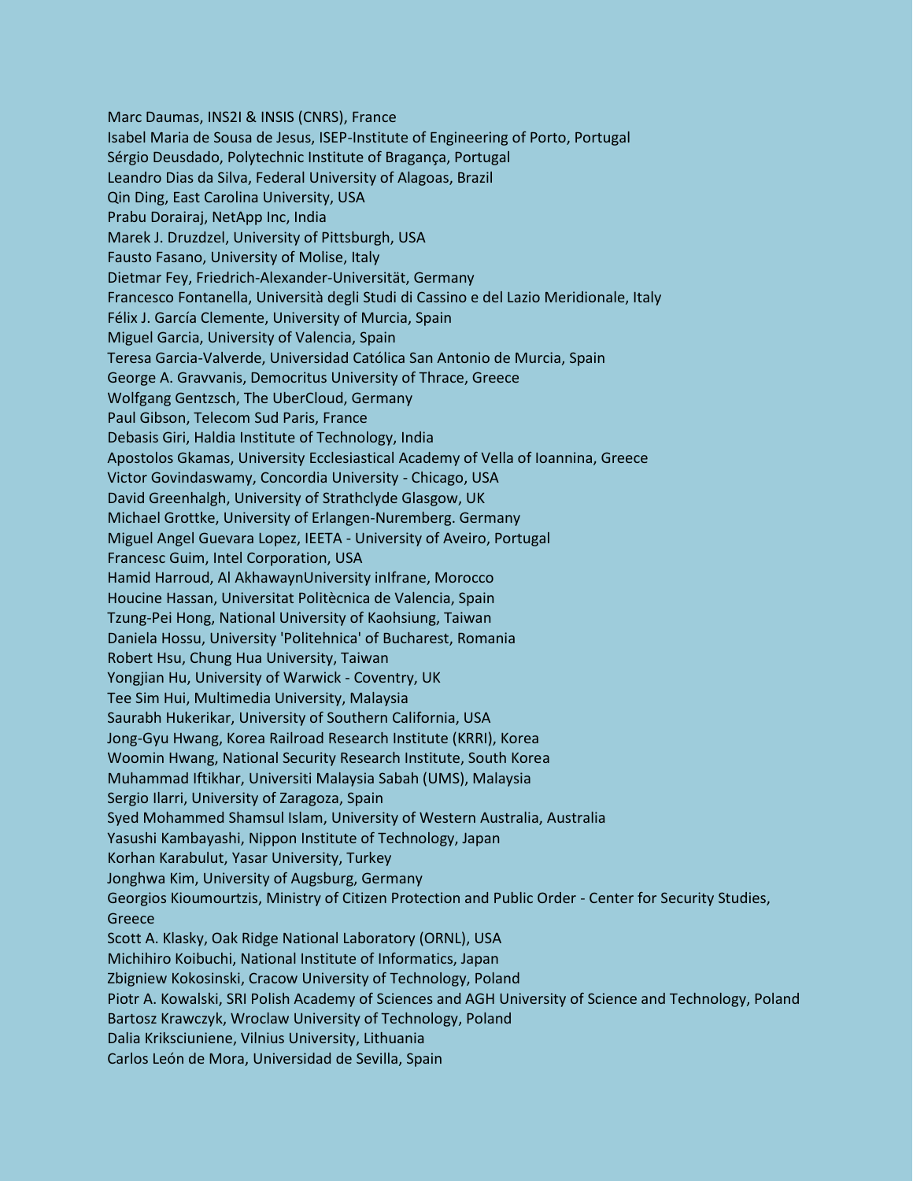Marc Daumas, INS2I & INSIS (CNRS), France
Isabel Maria de Sousa de Jesus, ISEP-Institute of Engineering of Porto, Portugal
Sérgio Deusdado, Polytechnic Institute of Bragança, Portugal
Leandro Dias da Silva, Federal University of Alagoas, Brazil
Qin Ding, East Carolina University, USA
Prabu Dorairaj, NetApp Inc, India
Marek J. Druzdzel, University of Pittsburgh, USA
Fausto Fasano, University of Molise, Italy
Dietmar Fey, Friedrich-Alexander-Universität, Germany
Francesco Fontanella, Università degli Studi di Cassino e del Lazio Meridionale, Italy
Félix J. García Clemente, University of Murcia, Spain
Miguel Garcia, University of Valencia, Spain
Teresa Garcia-Valverde, Universidad Católica San Antonio de Murcia, Spain
George A. Gravvanis, Democritus University of Thrace, Greece
Wolfgang Gentzsch, The UberCloud, Germany
Paul Gibson, Telecom Sud Paris, France
Debasis Giri, Haldia Institute of Technology, India
Apostolos Gkamas, University Ecclesiastical Academy of Vella of Ioannina, Greece
Victor Govindaswamy, Concordia University - Chicago, USA
David Greenhalgh, University of Strathclyde Glasgow, UK
Michael Grottke, University of Erlangen-Nuremberg. Germany
Miguel Angel Guevara Lopez, IEETA - University of Aveiro, Portugal
Francesc Guim, Intel Corporation, USA
Hamid Harroud, Al AkhawaynUniversity inIfrane, Morocco
Houcine Hassan, Universitat Politècnica de Valencia, Spain
Tzung-Pei Hong, National University of Kaohsiung, Taiwan
Daniela Hossu, University 'Politehnica' of Bucharest, Romania
Robert Hsu, Chung Hua University, Taiwan
Yongjian Hu, University of Warwick - Coventry, UK
Tee Sim Hui, Multimedia University, Malaysia
Saurabh Hukerikar, University of Southern California, USA
Jong-Gyu Hwang, Korea Railroad Research Institute (KRRI), Korea
Woomin Hwang, National Security Research Institute, South Korea
Muhammad Iftikhar, Universiti Malaysia Sabah (UMS), Malaysia
Sergio Ilarri, University of Zaragoza, Spain
Syed Mohammed Shamsul Islam, University of Western Australia, Australia
Yasushi Kambayashi, Nippon Institute of Technology, Japan
Korhan Karabulut, Yasar University, Turkey
Jonghwa Kim, University of Augsburg, Germany
Georgios Kioumourtzis, Ministry of Citizen Protection and Public Order - Center for Security Studies, Greece
Scott A. Klasky, Oak Ridge National Laboratory (ORNL), USA
Michihiro Koibuchi, National Institute of Informatics, Japan
Zbigniew Kokosinski, Cracow University of Technology, Poland
Piotr A. Kowalski, SRI Polish Academy of Sciences and AGH University of Science and Technology, Poland
Bartosz Krawczyk, Wroclaw University of Technology, Poland
Dalia Kriksciuniene, Vilnius University, Lithuania
Carlos León de Mora, Universidad de Sevilla, Spain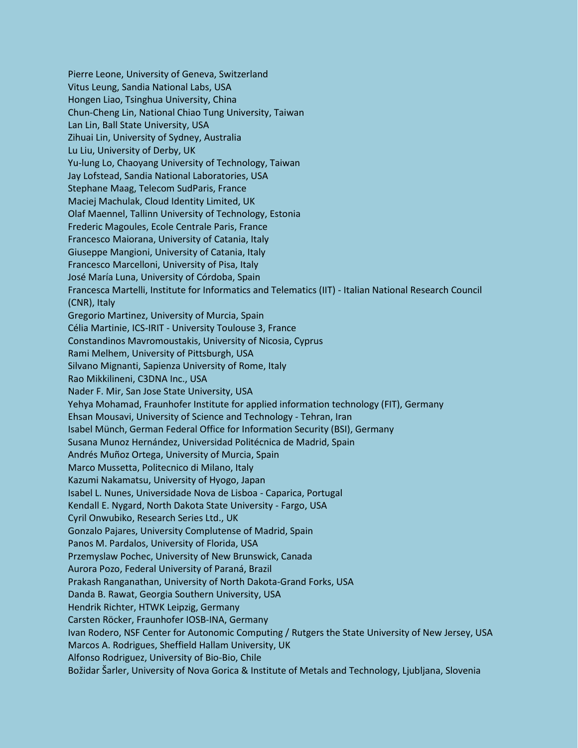Pierre Leone, University of Geneva, Switzerland
Vitus Leung, Sandia National Labs, USA
Hongen Liao, Tsinghua University, China
Chun-Cheng Lin, National Chiao Tung University, Taiwan
Lan Lin, Ball State University, USA
Zihuai Lin, University of Sydney, Australia
Lu Liu, University of Derby, UK
Yu-lung Lo, Chaoyang University of Technology, Taiwan
Jay Lofstead, Sandia National Laboratories, USA
Stephane Maag, Telecom SudParis, France
Maciej Machulak, Cloud Identity Limited, UK
Olaf Maennel, Tallinn University of Technology, Estonia
Frederic Magoules, Ecole Centrale Paris, France
Francesco Maiorana, University of Catania, Italy
Giuseppe Mangioni, University of Catania, Italy
Francesco Marcelloni, University of Pisa, Italy
José María Luna, University of Córdoba, Spain
Francesca Martelli, Institute for Informatics and Telematics (IIT) - Italian National Research Council (CNR), Italy
Gregorio Martinez, University of Murcia, Spain
Célia Martinie, ICS-IRIT - University Toulouse 3, France
Constandinos Mavromoustakis, University of Nicosia, Cyprus
Rami Melhem, University of Pittsburgh, USA
Silvano Mignanti, Sapienza University of Rome, Italy
Rao Mikkilineni, C3DNA Inc., USA
Nader F. Mir, San Jose State University, USA
Yehya Mohamad, Fraunhofer Institute for applied information technology (FIT), Germany
Ehsan Mousavi, University of Science and Technology - Tehran, Iran
Isabel Münch, German Federal Office for Information Security (BSI), Germany
Susana Munoz Hernández, Universidad Politécnica de Madrid, Spain
Andrés Muñoz Ortega, University of Murcia, Spain
Marco Mussetta, Politecnico di Milano, Italy
Kazumi Nakamatsu, University of Hyogo, Japan
Isabel L. Nunes, Universidade Nova de Lisboa - Caparica, Portugal
Kendall E. Nygard, North Dakota State University - Fargo, USA
Cyril Onwubiko, Research Series Ltd., UK
Gonzalo Pajares, University Complutense of Madrid, Spain
Panos M. Pardalos, University of Florida, USA
Przemyslaw Pochec, University of New Brunswick, Canada
Aurora Pozo, Federal University of Paraná, Brazil
Prakash Ranganathan, University of North Dakota-Grand Forks, USA
Danda B. Rawat, Georgia Southern University, USA
Hendrik Richter, HTWK Leipzig, Germany
Carsten Röcker, Fraunhofer IOSB-INA, Germany
Ivan Rodero, NSF Center for Autonomic Computing / Rutgers the State University of New Jersey, USA
Marcos A. Rodrigues, Sheffield Hallam University, UK
Alfonso Rodriguez, University of Bio-Bio, Chile
Božidar Šarler, University of Nova Gorica & Institute of Metals and Technology, Ljubljana, Slovenia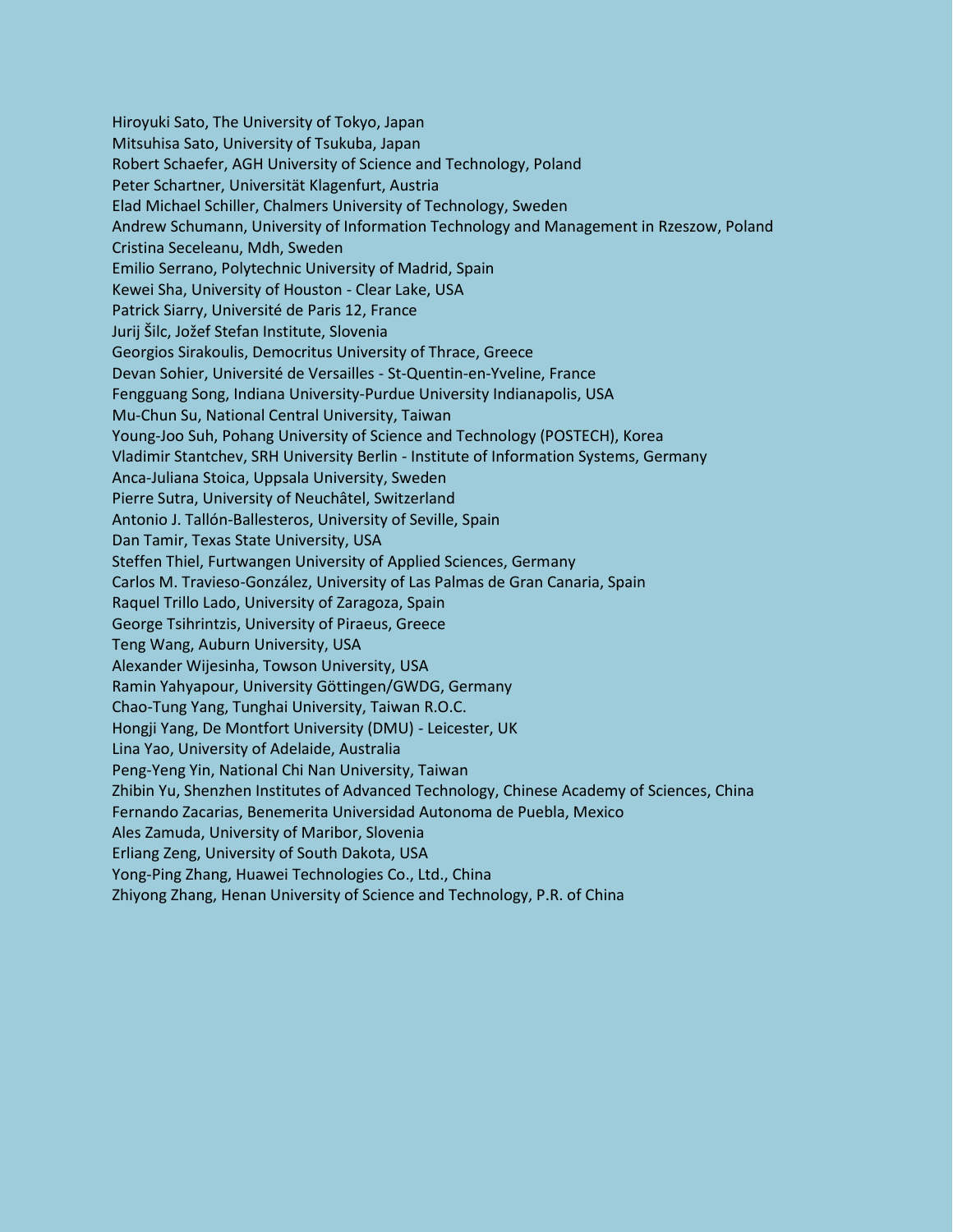Hiroyuki Sato, The University of Tokyo, Japan
Mitsuhisa Sato, University of Tsukuba, Japan
Robert Schaefer, AGH University of Science and Technology, Poland
Peter Schartner, Universität Klagenfurt, Austria
Elad Michael Schiller, Chalmers University of Technology, Sweden
Andrew Schumann, University of Information Technology and Management in Rzeszow, Poland
Cristina Seceleanu, Mdh, Sweden
Emilio Serrano, Polytechnic University of Madrid, Spain
Kewei Sha, University of Houston - Clear Lake, USA
Patrick Siarry, Université de Paris 12, France
Jurij Šilc, Jožef Stefan Institute, Slovenia
Georgios Sirakoulis, Democritus University of Thrace, Greece
Devan Sohier, Université de Versailles - St-Quentin-en-Yveline, France
Fengguang Song, Indiana University-Purdue University Indianapolis, USA
Mu-Chun Su, National Central University, Taiwan
Young-Joo Suh, Pohang University of Science and Technology (POSTECH), Korea
Vladimir Stantchev, SRH University Berlin - Institute of Information Systems, Germany
Anca-Juliana Stoica, Uppsala University, Sweden
Pierre Sutra, University of Neuchâtel, Switzerland
Antonio J. Tallón-Ballesteros, University of Seville, Spain
Dan Tamir, Texas State University, USA
Steffen Thiel, Furtwangen University of Applied Sciences, Germany
Carlos M. Travieso-González, University of Las Palmas de Gran Canaria, Spain
Raquel Trillo Lado, University of Zaragoza, Spain
George Tsihrintzis, University of Piraeus, Greece
Teng Wang, Auburn University, USA
Alexander Wijesinha, Towson University, USA
Ramin Yahyapour, University Göttingen/GWDG, Germany
Chao-Tung Yang, Tunghai University, Taiwan R.O.C.
Hongji Yang, De Montfort University (DMU) - Leicester, UK
Lina Yao, University of Adelaide, Australia
Peng-Yeng Yin, National Chi Nan University, Taiwan
Zhibin Yu, Shenzhen Institutes of Advanced Technology, Chinese Academy of Sciences, China
Fernando Zacarias, Benemerita Universidad Autonoma de Puebla, Mexico
Ales Zamuda, University of Maribor, Slovenia
Erliang Zeng, University of South Dakota, USA
Yong-Ping Zhang, Huawei Technologies Co., Ltd., China
Zhiyong Zhang, Henan University of Science and Technology, P.R. of China